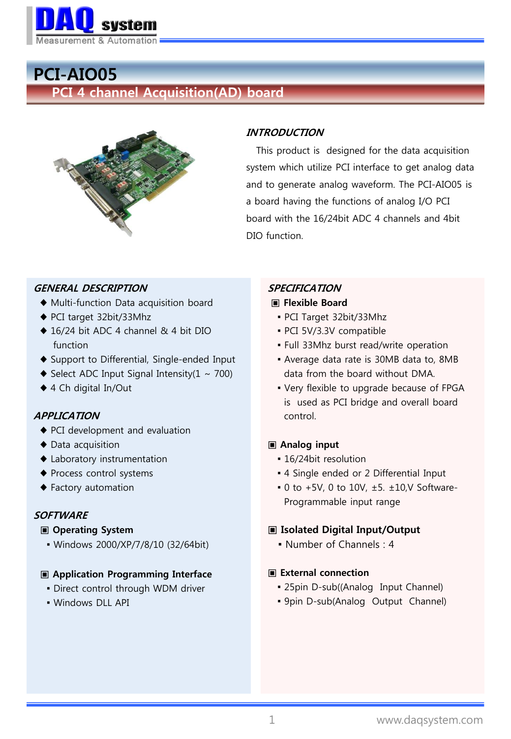# PCI-AIO05

## PCI 4 channel Acquisition(AD) board

### *INTRODUCTION*

This product is designed for the data acquisition system which utilize PCI interface to get analog data and to generate analog waveform. The PCI-AIO05 is a board having the functions of analog I/O PCI board with the 16/24bit ADC 4 channels and 4bit DIO function.

### *GENERAL DESCRIPTION*

- Multi-function Data acquisition board
- PCI target 32bit/33Mhz
- 16/24 bit ADC 4 channel & 4 bit DIO function
- Support to Differential, Single-ended Input
- Select ADC Input Signal Intensity(1 ~ 700)
- 4 Ch digital In/Out

### *APPLICATION*

- PCI development and evaluation
- Data acquisition
- Laboratory instrumentation
- Process control systems
- Factory automation

### *SOFTWARE*

**▣ Operating System**

- Windows 2000/XP/7/8/10 (32/64bit)

**▣ Application Programming Interface**

- Direct control through WDM driver
- Windows DLL API

### *SPECIFICATION*

**▣ Flexible Board**

- PCI Target 32bit/33Mhz
- PCI 5V/3.3V compatible
- Full 33Mhz burst read/write operation
- Average data rate is 30MB data to, 8MB data from the board without DMA.
- Very flexible to upgrade because of FPGA is used as PCI bridge and overall board control.

**▣ Analog input**

- 16/24bit resolution
- 4 Single ended or 2 Differential Input
- 0 to +5V, 0 to 10V, ±5. ±10,V Software-Programmable input range

**▣ Isolated Digital Input/Output**

- Number of Channels : 4

**▣ External connection**

- 25pin D-sub((Analog Input Channel)
- 9pin D-sub(Analog Output Channel)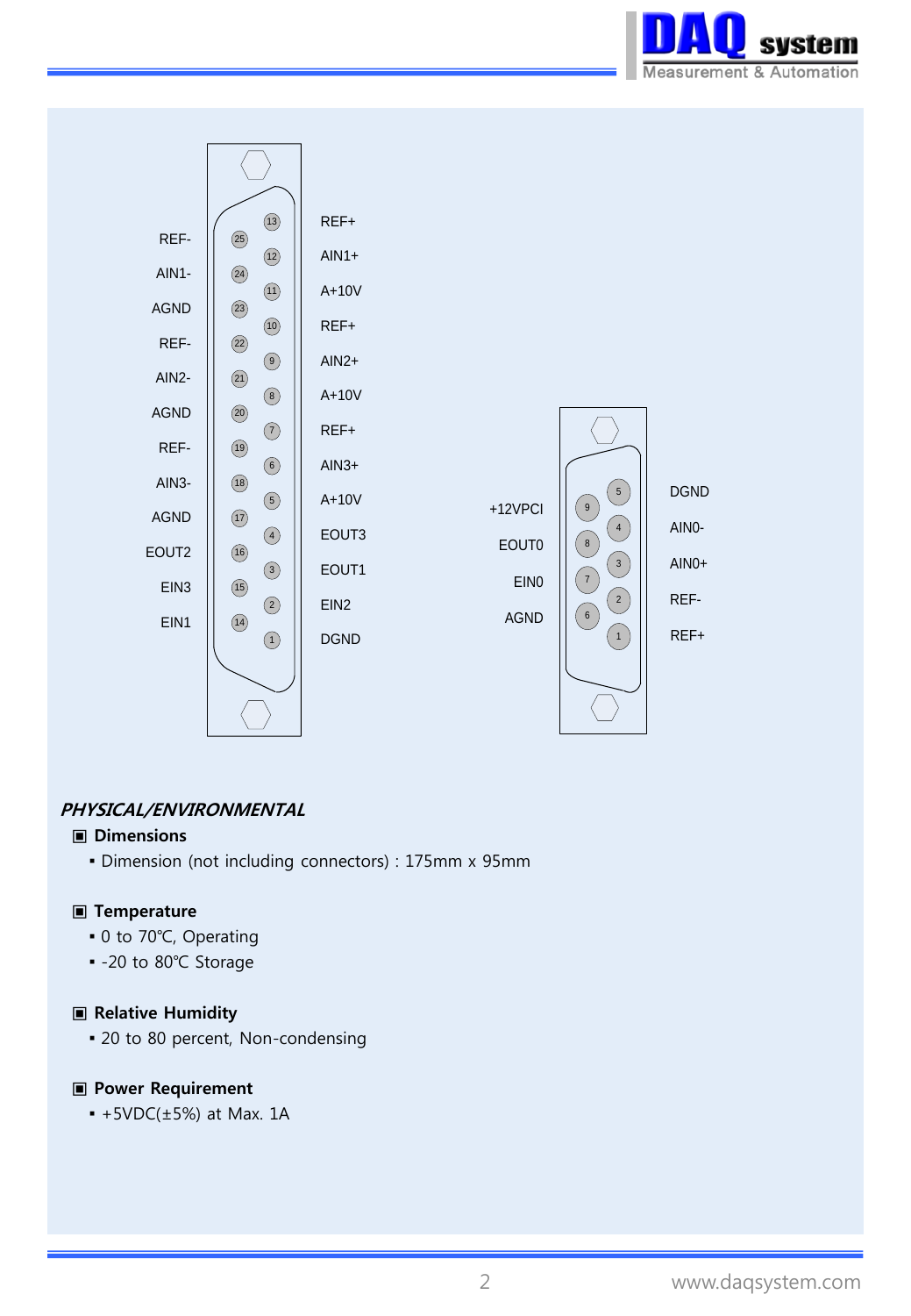| Pin | Signal | Pin | Signal |
|---|---|---|---|
| 13 | REF+ | 25 | REF- |
| 12 | AIN1+ | 24 | AIN1- |
| 11 | A+10V | 23 | AGND |
| 10 | REF+ | 22 | REF- |
| 9 | AIN2+ | 21 | AIN2- |
| 8 | A+10V | 20 | AGND |
| 7 | REF+ | 19 | REF- |
| 6 | AIN3+ | 18 | AIN3- |
| 5 | A+10V | 17 | AGND |
| 4 | EOUT3 | 16 | EOUT2 |
| 3 | EOUT1 | 15 | EIN3 |
| 2 | EIN2 | 14 | EIN1 |
| 1 | DGND | | |

| Pin | Signal | Pin | Signal |
|---|---|---|---|
| 5 | DGND | 9 | +12VPCI |
| 4 | AIN0- | 8 | EOUT0 |
| 3 | AIN0+ | 7 | EIN0 |
| 2 | REF- | 6 | AGND |
| 1 | REF+ | | |

## ***PHYSICAL/ENVIRONMENTAL***

### ▣ Dimensions

- Dimension (not including connectors) : 175mm x 95mm

### ▣ Temperature

- 0 to 70℃, Operating
- -20 to 80℃ Storage

### ▣ Relative Humidity

- 20 to 80 percent, Non-condensing

### ▣ Power Requirement

- +5VDC(±5%) at Max. 1A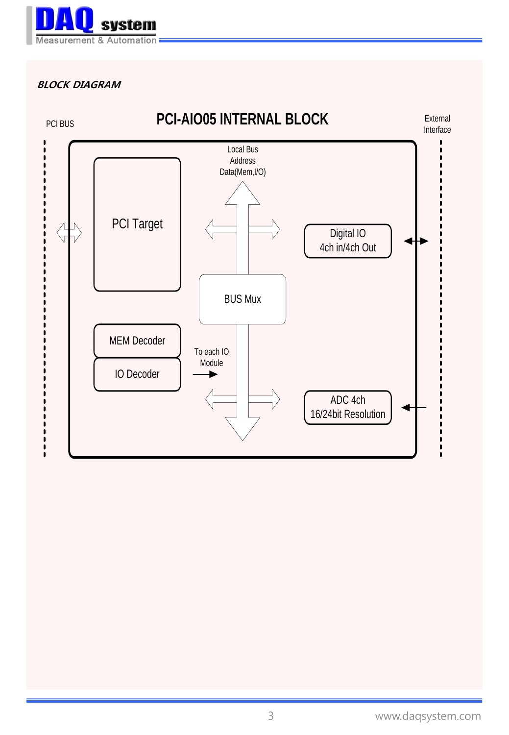***BLOCK DIAGRAM***

PCI-AIO05 INTERNAL BLOCK

PCI BUS

External Interface

Local Bus
Address
Data(Mem,I/O)

PCI Target

Digital IO
4ch in/4ch Out

BUS Mux

MEM Decoder

IO Decoder

To each IO Module

ADC 4ch
16/24bit Resolution